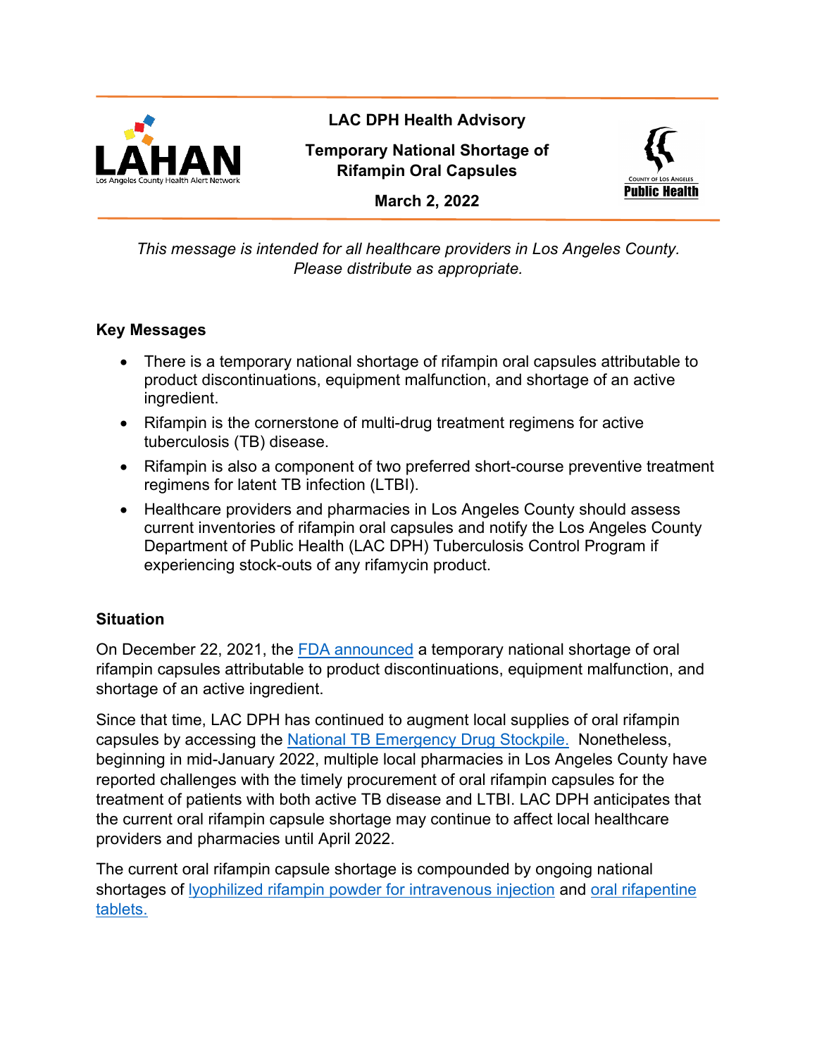**LAC DPH Health Advisory**

**Temporary National Shortage of Rifampin Oral Capsules**

**March 2, 2022**

*This message is intended for all healthcare providers in Los Angeles County. Please distribute as appropriate.*

## Key Messages

- There is a temporary national shortage of rifampin oral capsules attributable to product discontinuations, equipment malfunction, and shortage of an active ingredient.
- Rifampin is the cornerstone of multi-drug treatment regimens for active tuberculosis (TB) disease.
- Rifampin is also a component of two preferred short-course preventive treatment regimens for latent TB infection (LTBI).
- Healthcare providers and pharmacies in Los Angeles County should assess current inventories of rifampin oral capsules and notify the Los Angeles County Department of Public Health (LAC DPH) Tuberculosis Control Program if experiencing stock-outs of any rifamycin product.

## Situation

On December 22, 2021, the FDA announced a temporary national shortage of oral rifampin capsules attributable to product discontinuations, equipment malfunction, and shortage of an active ingredient.

Since that time, LAC DPH has continued to augment local supplies of oral rifampin capsules by accessing the National TB Emergency Drug Stockpile. Nonetheless, beginning in mid-January 2022, multiple local pharmacies in Los Angeles County have reported challenges with the timely procurement of oral rifampin capsules for the treatment of patients with both active TB disease and LTBI. LAC DPH anticipates that the current oral rifampin capsule shortage may continue to affect local healthcare providers and pharmacies until April 2022.

The current oral rifampin capsule shortage is compounded by ongoing national shortages of lyophilized rifampin powder for intravenous injection and oral rifapentine tablets.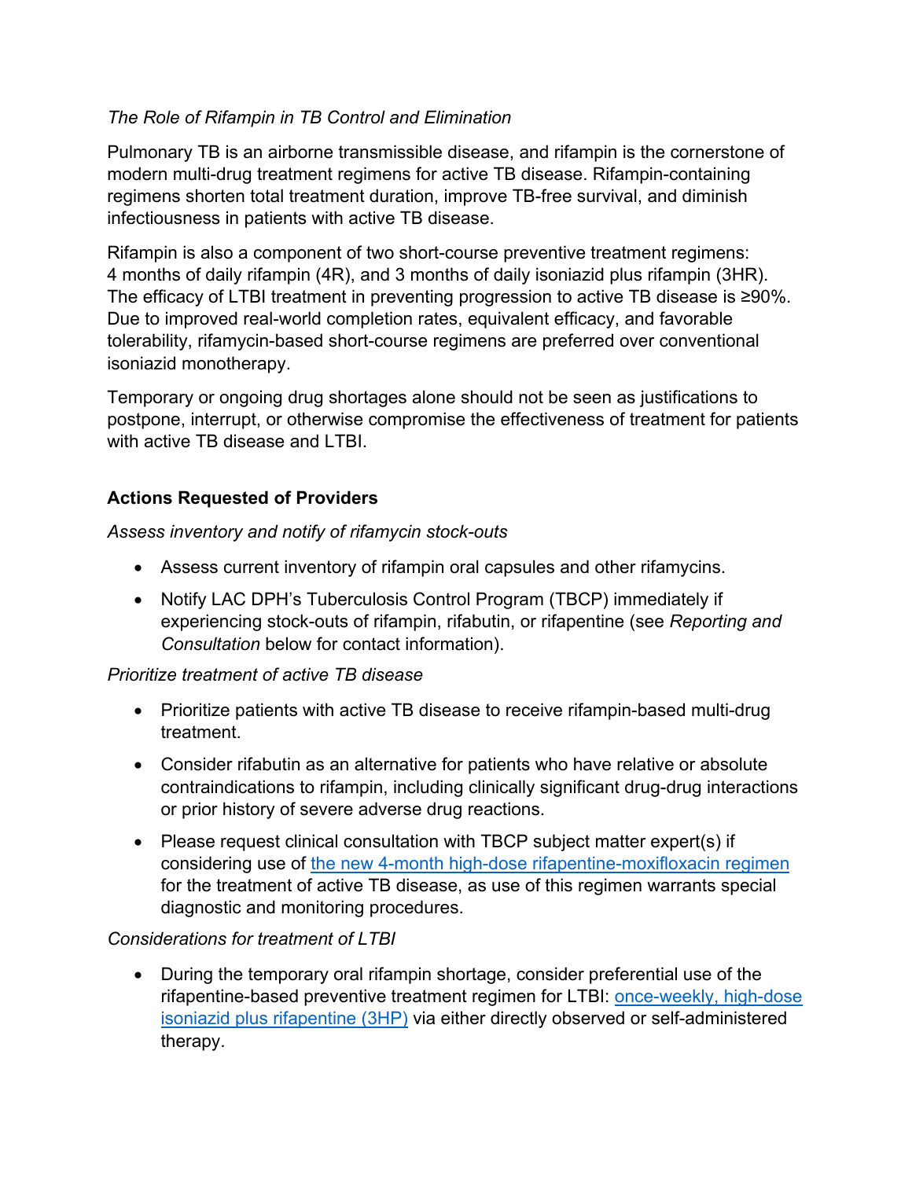*The Role of Rifampin in TB Control and Elimination*

Pulmonary TB is an airborne transmissible disease, and rifampin is the cornerstone of modern multi-drug treatment regimens for active TB disease. Rifampin-containing regimens shorten total treatment duration, improve TB-free survival, and diminish infectiousness in patients with active TB disease.

Rifampin is also a component of two short-course preventive treatment regimens: 4 months of daily rifampin (4R), and 3 months of daily isoniazid plus rifampin (3HR). The efficacy of LTBI treatment in preventing progression to active TB disease is ≥90%. Due to improved real-world completion rates, equivalent efficacy, and favorable tolerability, rifamycin-based short-course regimens are preferred over conventional isoniazid monotherapy.

Temporary or ongoing drug shortages alone should not be seen as justifications to postpone, interrupt, or otherwise compromise the effectiveness of treatment for patients with active TB disease and LTBI.

### Actions Requested of Providers

*Assess inventory and notify of rifamycin stock-outs*

- Assess current inventory of rifampin oral capsules and other rifamycins.
- Notify LAC DPH's Tuberculosis Control Program (TBCP) immediately if experiencing stock-outs of rifampin, rifabutin, or rifapentine (see *Reporting and Consultation* below for contact information).

*Prioritize treatment of active TB disease*

- Prioritize patients with active TB disease to receive rifampin-based multi-drug treatment.
- Consider rifabutin as an alternative for patients who have relative or absolute contraindications to rifampin, including clinically significant drug-drug interactions or prior history of severe adverse drug reactions.
- Please request clinical consultation with TBCP subject matter expert(s) if considering use of [the new 4-month high-dose rifapentine-moxifloxacin regimen]() for the treatment of active TB disease, as use of this regimen warrants special diagnostic and monitoring procedures.

*Considerations for treatment of LTBI*

- During the temporary oral rifampin shortage, consider preferential use of the rifapentine-based preventive treatment regimen for LTBI: [once-weekly, high-dose isoniazid plus rifapentine (3HP)]() via either directly observed or self-administered therapy.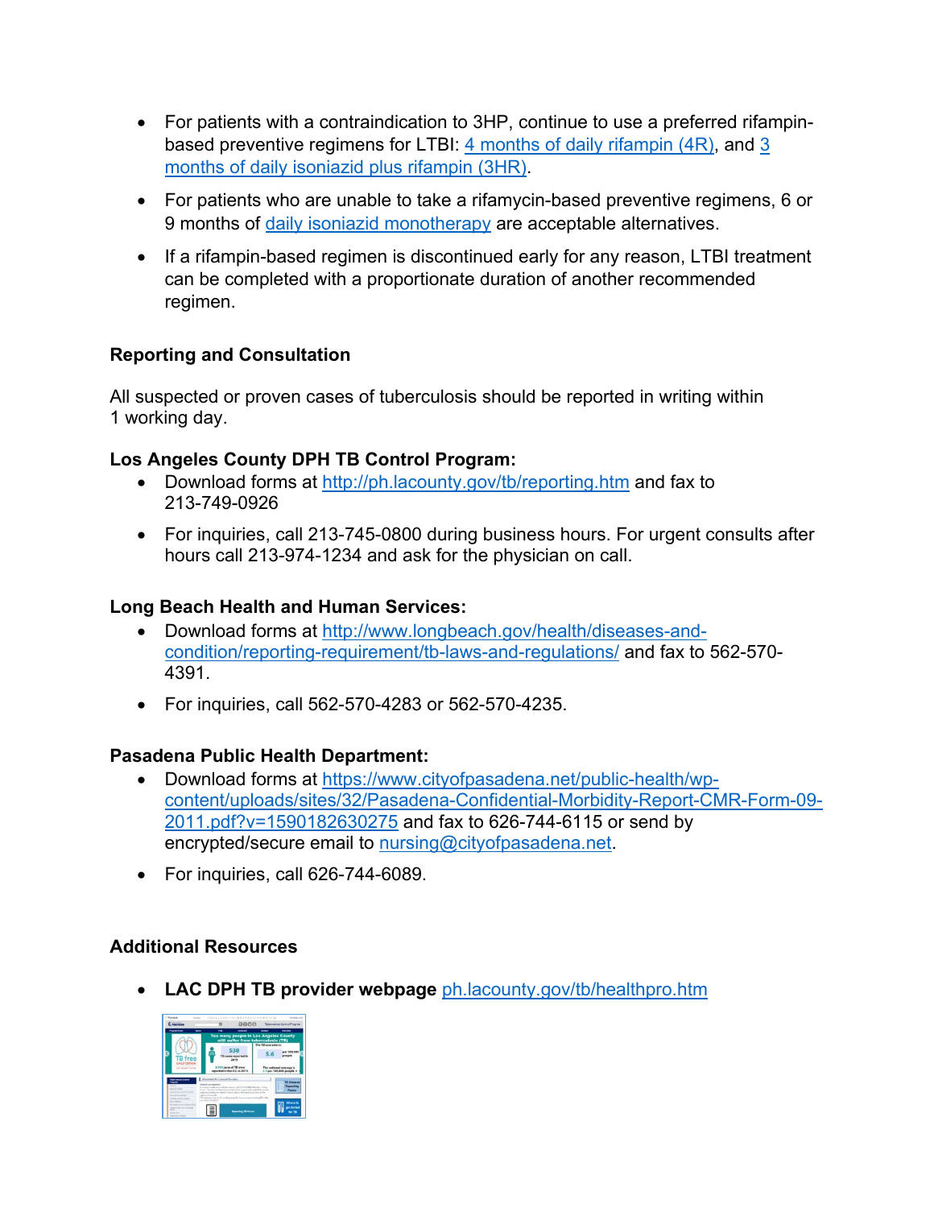- For patients with a contraindication to 3HP, continue to use a preferred rifampin-based preventive regimens for LTBI: [4 months of daily rifampin (4R)](), and [3 months of daily isoniazid plus rifampin (3HR)]().
- For patients who are unable to take a rifamycin-based preventive regimens, 6 or 9 months of [daily isoniazid monotherapy]() are acceptable alternatives.
- If a rifampin-based regimen is discontinued early for any reason, LTBI treatment can be completed with a proportionate duration of another recommended regimen.

### Reporting and Consultation

All suspected or proven cases of tuberculosis should be reported in writing within 1 working day.

**Los Angeles County DPH TB Control Program:**

- Download forms at http://ph.lacounty.gov/tb/reporting.htm and fax to 213-749-0926
- For inquiries, call 213-745-0800 during business hours. For urgent consults after hours call 213-974-1234 and ask for the physician on call.

**Long Beach Health and Human Services:**

- Download forms at http://www.longbeach.gov/health/diseases-and-condition/reporting-requirement/tb-laws-and-regulations/ and fax to 562-570-4391.
- For inquiries, call 562-570-4283 or 562-570-4235.

**Pasadena Public Health Department:**

- Download forms at https://www.cityofpasadena.net/public-health/wp-content/uploads/sites/32/Pasadena-Confidential-Morbidity-Report-CMR-Form-09-2011.pdf?v=1590182630275 and fax to 626-744-6115 or send by encrypted/secure email to nursing@cityofpasadena.net.
- For inquiries, call 626-744-6089.

### Additional Resources

- **LAC DPH TB provider webpage** ph.lacounty.gov/tb/healthpro.htm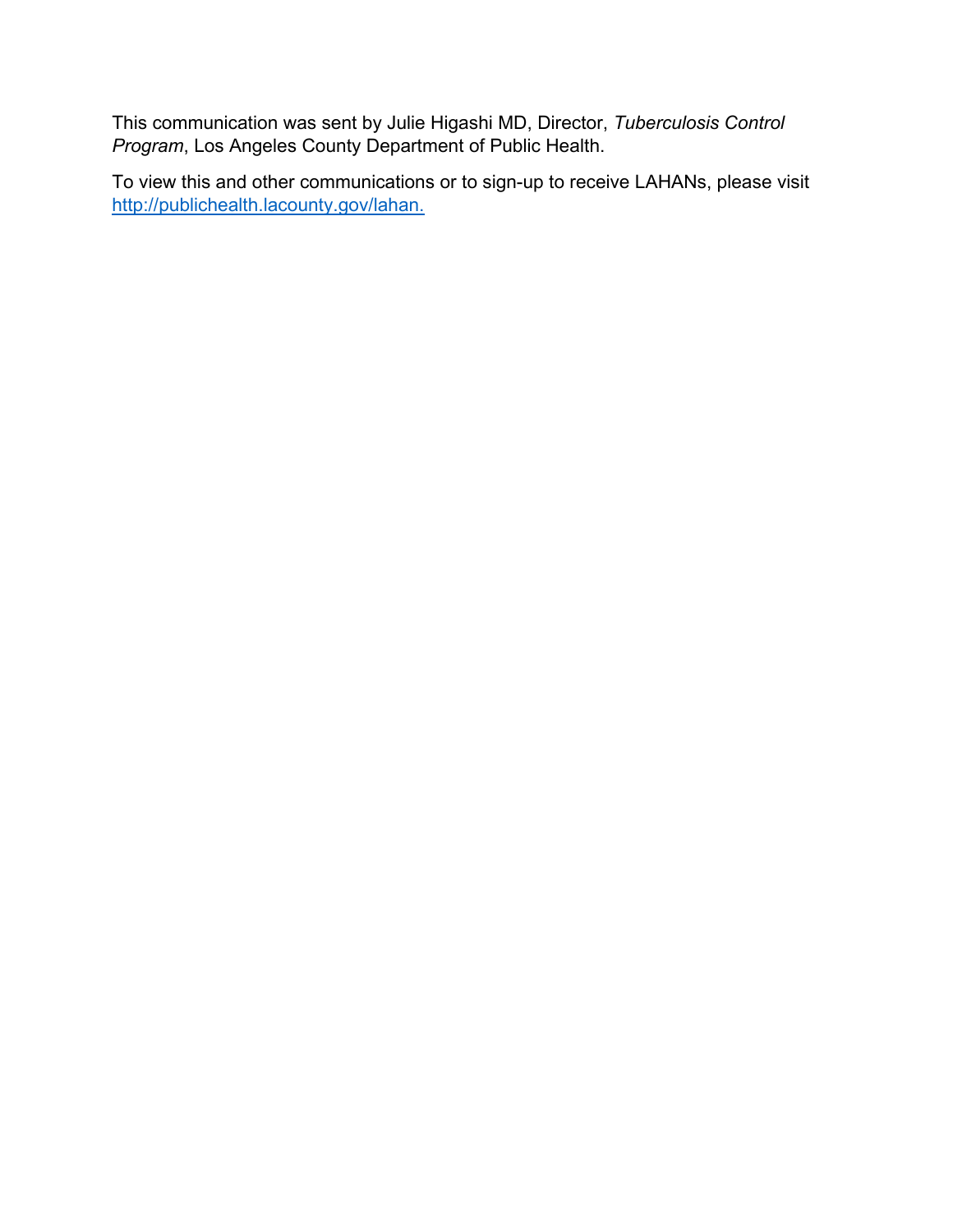This communication was sent by Julie Higashi MD, Director, *Tuberculosis Control Program*, Los Angeles County Department of Public Health.

To view this and other communications or to sign-up to receive LAHANs, please visit [http://publichealth.lacounty.gov/lahan.](http://publichealth.lacounty.gov/lahan)